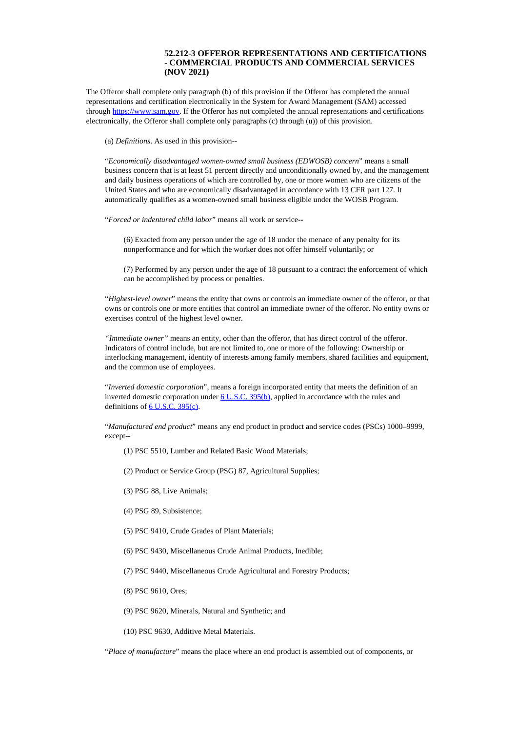# 52.212-3 OFFEROR REPRESENTATIONS AND CERTIFICATIONS - COMMERCIAL PRODUCTS AND COMMERCIAL SERVICES (NOV 2021)

The Offeror shall complete only paragraph (b) of this provision if the Offeror has completed the annual representations and certification electronically in the System for Award Management (SAM) accessed through https://www.sam.gov. If the Offeror has not completed the annual representations and certifications electronically, the Offeror shall complete only paragraphs (c) through (u)) of this provision.

(a) *Definitions*. As used in this provision--

"*Economically disadvantaged women-owned small business (EDWOSB) concern*" means a small business concern that is at least 51 percent directly and unconditionally owned by, and the management and daily business operations of which are controlled by, one or more women who are citizens of the United States and who are economically disadvantaged in accordance with 13 CFR part 127. It automatically qualifies as a women-owned small business eligible under the WOSB Program.

"*Forced or indentured child labor*" means all work or service--

(6) Exacted from any person under the age of 18 under the menace of any penalty for its nonperformance and for which the worker does not offer himself voluntarily; or

(7) Performed by any person under the age of 18 pursuant to a contract the enforcement of which can be accomplished by process or penalties.

"*Highest-level owner*" means the entity that owns or controls an immediate owner of the offeror, or that owns or controls one or more entities that control an immediate owner of the offeror. No entity owns or exercises control of the highest level owner.

*"Immediate owner"* means an entity, other than the offeror, that has direct control of the offeror. Indicators of control include, but are not limited to, one or more of the following: Ownership or interlocking management, identity of interests among family members, shared facilities and equipment, and the common use of employees.

"*Inverted domestic corporation*", means a foreign incorporated entity that meets the definition of an inverted domestic corporation under 6 U.S.C. 395(b), applied in accordance with the rules and definitions of 6 U.S.C. 395(c).

"*Manufactured end product*" means any end product in product and service codes (PSCs) 1000–9999, except--

(1) PSC 5510, Lumber and Related Basic Wood Materials;

(2) Product or Service Group (PSG) 87, Agricultural Supplies;

(3) PSG 88, Live Animals;

(4) PSG 89, Subsistence;

(5) PSC 9410, Crude Grades of Plant Materials;

(6) PSC 9430, Miscellaneous Crude Animal Products, Inedible;

(7) PSC 9440, Miscellaneous Crude Agricultural and Forestry Products;

(8) PSC 9610, Ores;

(9) PSC 9620, Minerals, Natural and Synthetic; and

(10) PSC 9630, Additive Metal Materials.

"*Place of manufacture*" means the place where an end product is assembled out of components, or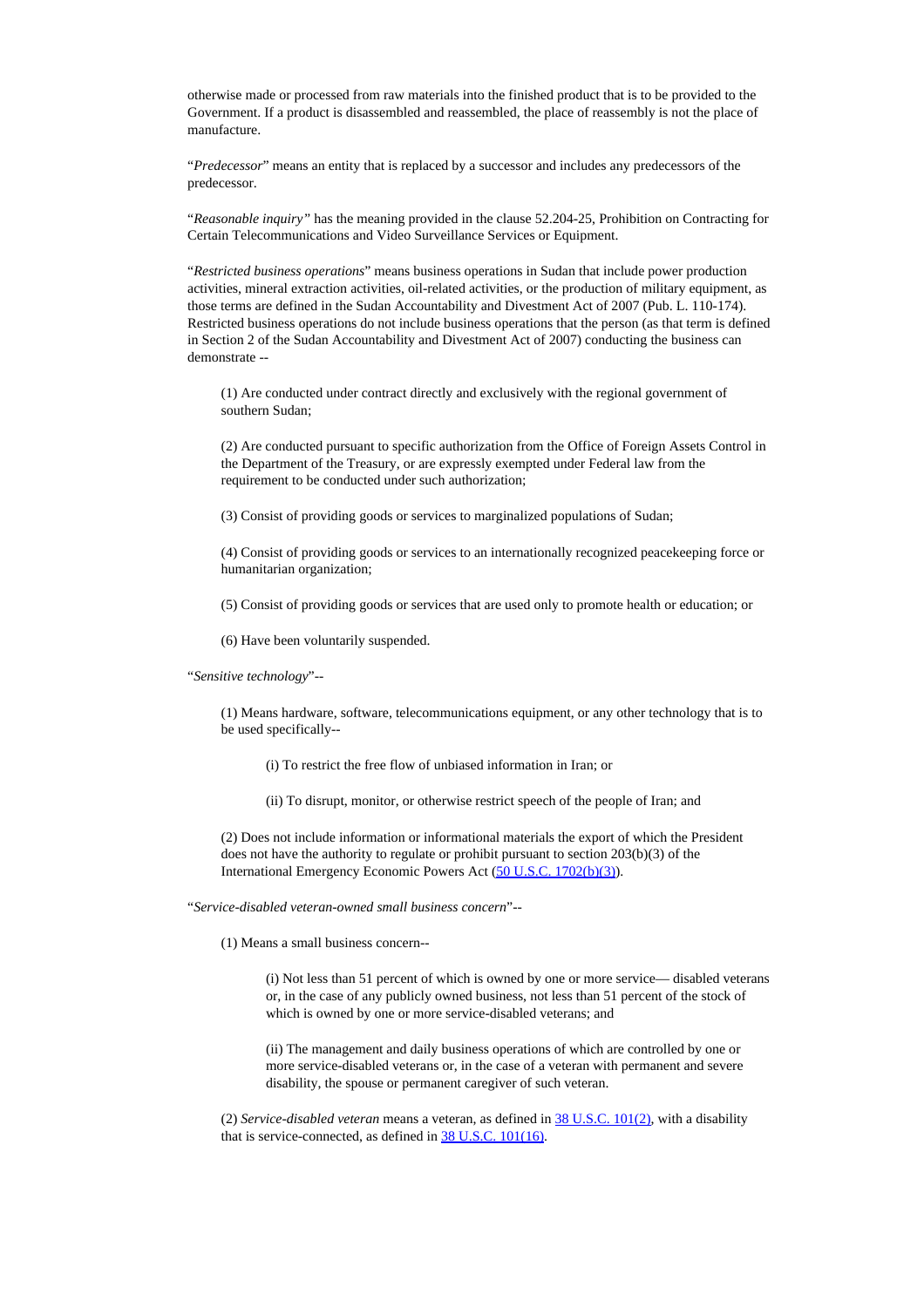otherwise made or processed from raw materials into the finished product that is to be provided to the Government. If a product is disassembled and reassembled, the place of reassembly is not the place of manufacture.

"*Predecessor*" means an entity that is replaced by a successor and includes any predecessors of the predecessor.

"*Reasonable inquiry"* has the meaning provided in the clause 52.204-25, Prohibition on Contracting for Certain Telecommunications and Video Surveillance Services or Equipment.

"*Restricted business operations*" means business operations in Sudan that include power production activities, mineral extraction activities, oil-related activities, or the production of military equipment, as those terms are defined in the Sudan Accountability and Divestment Act of 2007 (Pub. L. 110-174). Restricted business operations do not include business operations that the person (as that term is defined in Section 2 of the Sudan Accountability and Divestment Act of 2007) conducting the business can demonstrate --

(1) Are conducted under contract directly and exclusively with the regional government of southern Sudan;

(2) Are conducted pursuant to specific authorization from the Office of Foreign Assets Control in the Department of the Treasury, or are expressly exempted under Federal law from the requirement to be conducted under such authorization;

(3) Consist of providing goods or services to marginalized populations of Sudan;

(4) Consist of providing goods or services to an internationally recognized peacekeeping force or humanitarian organization;

(5) Consist of providing goods or services that are used only to promote health or education; or

(6) Have been voluntarily suspended.

"*Sensitive technology*"--

(1) Means hardware, software, telecommunications equipment, or any other technology that is to be used specifically--

(i) To restrict the free flow of unbiased information in Iran; or

(ii) To disrupt, monitor, or otherwise restrict speech of the people of Iran; and

(2) Does not include information or informational materials the export of which the President does not have the authority to regulate or prohibit pursuant to section 203(b)(3) of the International Emergency Economic Powers Act (50 U.S.C. 1702(b)(3)).

"*Service-disabled veteran-owned small business concern*"--

(1) Means a small business concern--

(i) Not less than 51 percent of which is owned by one or more service— disabled veterans or, in the case of any publicly owned business, not less than 51 percent of the stock of which is owned by one or more service-disabled veterans; and

(ii) The management and daily business operations of which are controlled by one or more service-disabled veterans or, in the case of a veteran with permanent and severe disability, the spouse or permanent caregiver of such veteran.

(2) *Service-disabled veteran* means a veteran, as defined in 38 U.S.C. 101(2), with a disability that is service-connected, as defined in 38 U.S.C. 101(16).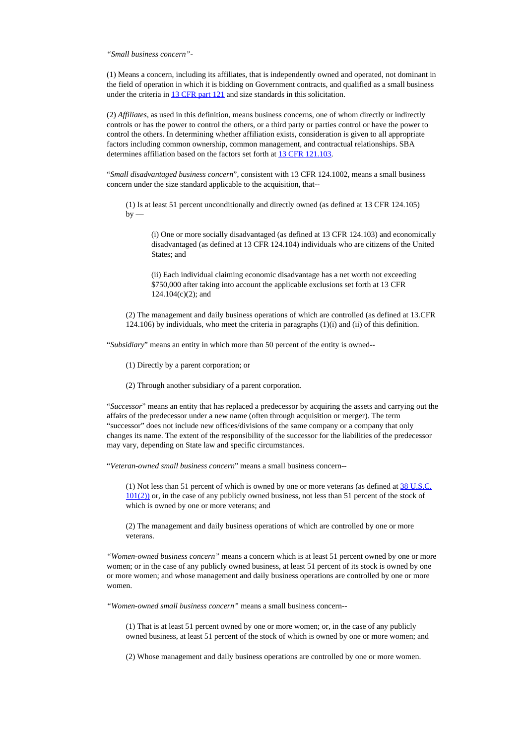*"Small business concern"*-

(1) Means a concern, including its affiliates, that is independently owned and operated, not dominant in the field of operation in which it is bidding on Government contracts, and qualified as a small business under the criteria in [13 CFR part 121] and size standards in this solicitation.

(2) *Affiliates,* as used in this definition, means business concerns, one of whom directly or indirectly controls or has the power to control the others, or a third party or parties control or have the power to control the others. In determining whether affiliation exists, consideration is given to all appropriate factors including common ownership, common management, and contractual relationships. SBA determines affiliation based on the factors set forth at [13 CFR 121.103].

"*Small disadvantaged business concern*", consistent with 13 CFR 124.1002, means a small business concern under the size standard applicable to the acquisition, that--

(1) Is at least 51 percent unconditionally and directly owned (as defined at 13 CFR 124.105) by —

(i) One or more socially disadvantaged (as defined at 13 CFR 124.103) and economically disadvantaged (as defined at 13 CFR 124.104) individuals who are citizens of the United States; and

(ii) Each individual claiming economic disadvantage has a net worth not exceeding $750,000 after taking into account the applicable exclusions set forth at 13 CFR 124.104(c)(2); and

(2) The management and daily business operations of which are controlled (as defined at 13.CFR 124.106) by individuals, who meet the criteria in paragraphs (1)(i) and (ii) of this definition.

"*Subsidiary*" means an entity in which more than 50 percent of the entity is owned--

(1) Directly by a parent corporation; or

(2) Through another subsidiary of a parent corporation.

"*Successor*" means an entity that has replaced a predecessor by acquiring the assets and carrying out the affairs of the predecessor under a new name (often through acquisition or merger). The term "successor" does not include new offices/divisions of the same company or a company that only changes its name. The extent of the responsibility of the successor for the liabilities of the predecessor may vary, depending on State law and specific circumstances.

"*Veteran-owned small business concern*" means a small business concern--

(1) Not less than 51 percent of which is owned by one or more veterans (as defined at [38 U.S.C. 101(2)]) or, in the case of any publicly owned business, not less than 51 percent of the stock of which is owned by one or more veterans; and

(2) The management and daily business operations of which are controlled by one or more veterans.

*"Women-owned business concern"* means a concern which is at least 51 percent owned by one or more women; or in the case of any publicly owned business, at least 51 percent of its stock is owned by one or more women; and whose management and daily business operations are controlled by one or more women.

*"Women-owned small business concern"* means a small business concern--

(1) That is at least 51 percent owned by one or more women; or, in the case of any publicly owned business, at least 51 percent of the stock of which is owned by one or more women; and

(2) Whose management and daily business operations are controlled by one or more women.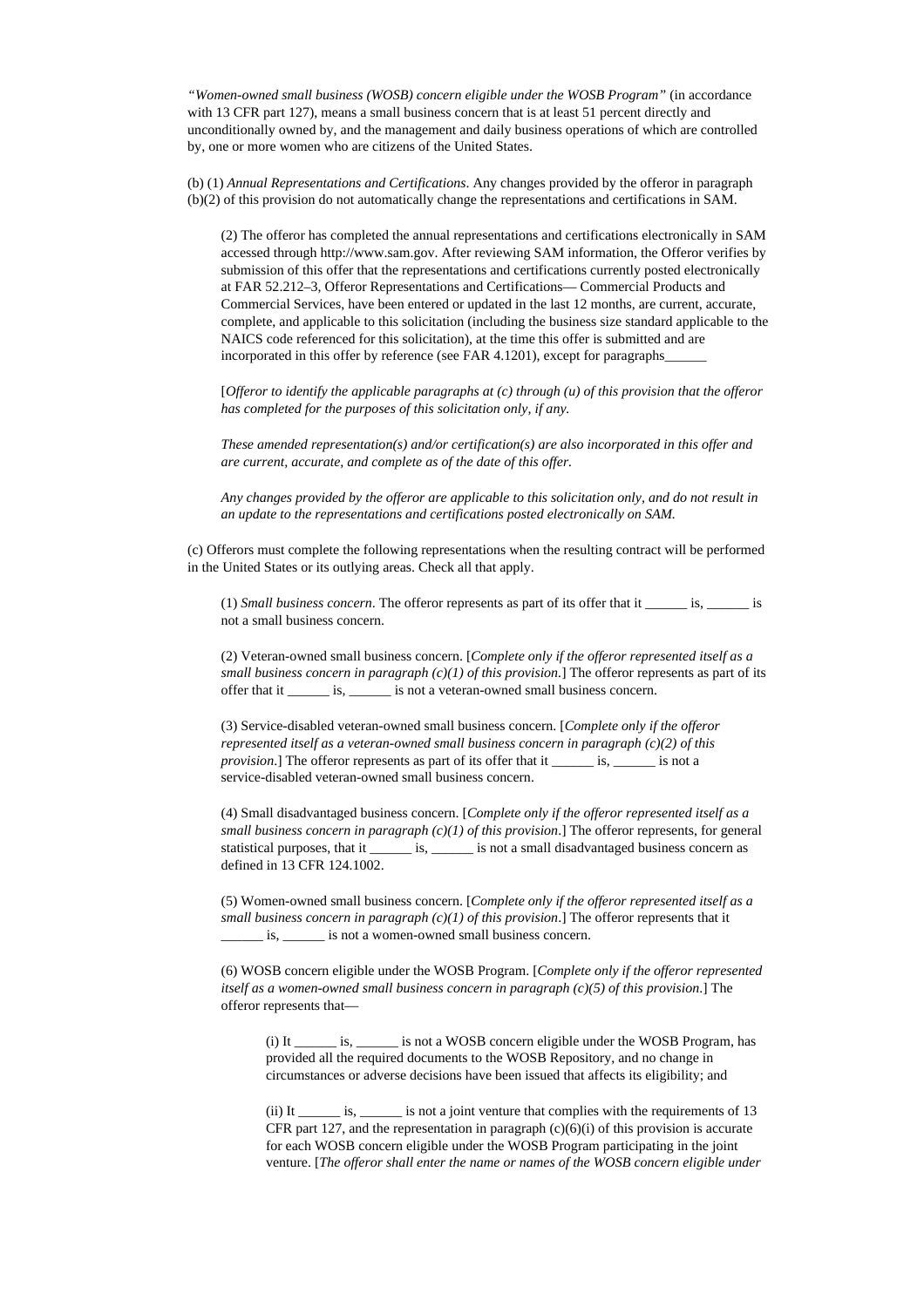*"Women-owned small business (WOSB) concern eligible under the WOSB Program"* (in accordance with 13 CFR part 127), means a small business concern that is at least 51 percent directly and unconditionally owned by, and the management and daily business operations of which are controlled by, one or more women who are citizens of the United States.

(b) (1) *Annual Representations and Certifications*. Any changes provided by the offeror in paragraph (b)(2) of this provision do not automatically change the representations and certifications in SAM.

(2) The offeror has completed the annual representations and certifications electronically in SAM accessed through http://www.sam.gov. After reviewing SAM information, the Offeror verifies by submission of this offer that the representations and certifications currently posted electronically at FAR 52.212–3, Offeror Representations and Certifications— Commercial Products and Commercial Services, have been entered or updated in the last 12 months, are current, accurate, complete, and applicable to this solicitation (including the business size standard applicable to the NAICS code referenced for this solicitation), at the time this offer is submitted and are incorporated in this offer by reference (see FAR 4.1201), except for paragraphs______

[*Offeror to identify the applicable paragraphs at (c) through (u) of this provision that the offeror has completed for the purposes of this solicitation only, if any.*

*These amended representation(s) and/or certification(s) are also incorporated in this offer and are current, accurate, and complete as of the date of this offer.*

*Any changes provided by the offeror are applicable to this solicitation only, and do not result in an update to the representations and certifications posted electronically on SAM.*

(c) Offerors must complete the following representations when the resulting contract will be performed in the United States or its outlying areas. Check all that apply.

(1) *Small business concern*. The offeror represents as part of its offer that it ______ is, ______ is not a small business concern.

(2) Veteran-owned small business concern. [*Complete only if the offeror represented itself as a small business concern in paragraph (c)(1) of this provision.*] The offeror represents as part of its offer that it ______ is, ______ is not a veteran-owned small business concern.

(3) Service-disabled veteran-owned small business concern. [*Complete only if the offeror represented itself as a veteran-owned small business concern in paragraph (c)(2) of this provision.*] The offeror represents as part of its offer that it ______ is, ______ is not a service-disabled veteran-owned small business concern.

(4) Small disadvantaged business concern. [*Complete only if the offeror represented itself as a small business concern in paragraph (c)(1) of this provision*.] The offeror represents, for general statistical purposes, that it ______ is, ______ is not a small disadvantaged business concern as defined in 13 CFR 124.1002.

(5) Women-owned small business concern. [*Complete only if the offeror represented itself as a small business concern in paragraph (c)(1) of this provision*.] The offeror represents that it ______ is, ______ is not a women-owned small business concern.

(6) WOSB concern eligible under the WOSB Program. [*Complete only if the offeror represented itself as a women-owned small business concern in paragraph (c)(5) of this provision.*] The offeror represents that—

(i) It ______ is, ______ is not a WOSB concern eligible under the WOSB Program, has provided all the required documents to the WOSB Repository, and no change in circumstances or adverse decisions have been issued that affects its eligibility; and

(ii) It ______ is, ______ is not a joint venture that complies with the requirements of 13 CFR part 127, and the representation in paragraph (c)(6)(i) of this provision is accurate for each WOSB concern eligible under the WOSB Program participating in the joint venture. [*The offeror shall enter the name or names of the WOSB concern eligible under*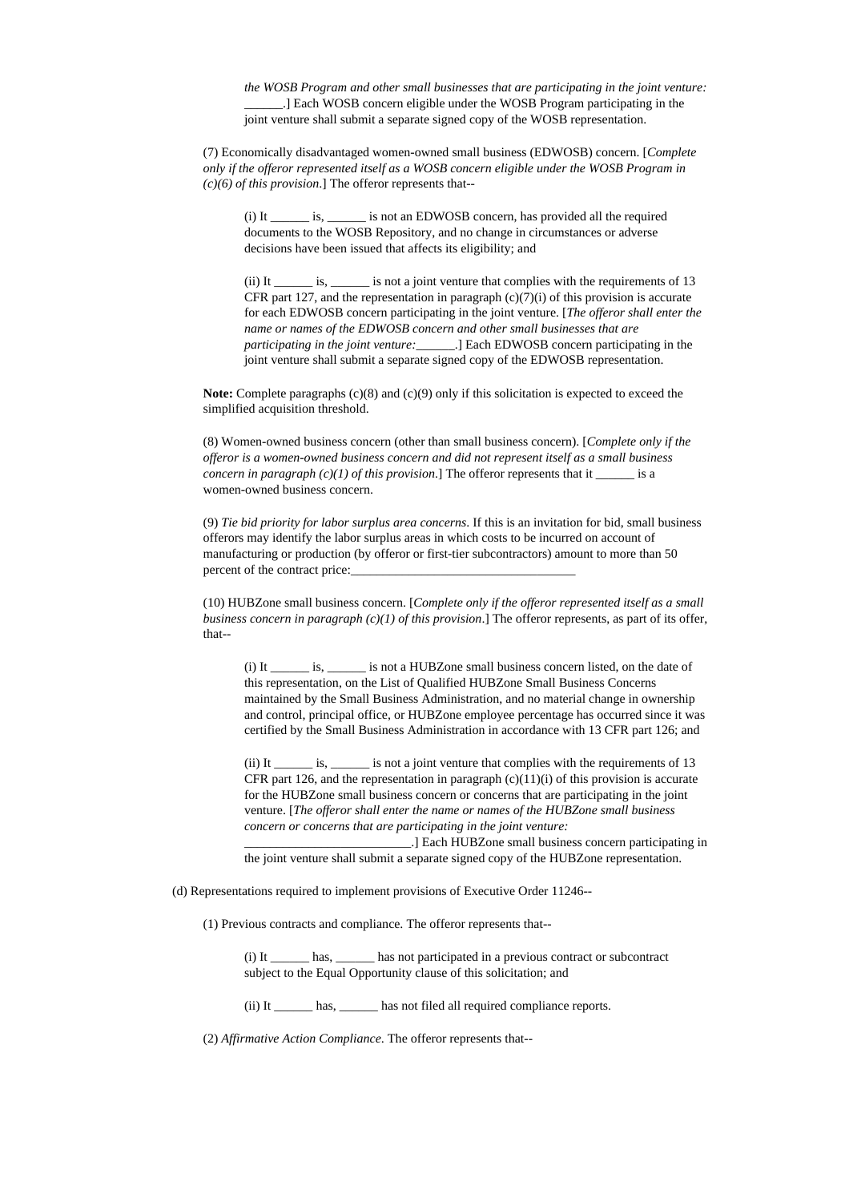*the WOSB Program and other small businesses that are participating in the joint venture:* ______.] Each WOSB concern eligible under the WOSB Program participating in the joint venture shall submit a separate signed copy of the WOSB representation.

(7) Economically disadvantaged women-owned small business (EDWOSB) concern. [*Complete only if the offeror represented itself as a WOSB concern eligible under the WOSB Program in (c)(6) of this provision.*] The offeror represents that--

(i) It ______ is, ______ is not an EDWOSB concern, has provided all the required documents to the WOSB Repository, and no change in circumstances or adverse decisions have been issued that affects its eligibility; and

(ii) It ______ is, ______ is not a joint venture that complies with the requirements of 13 CFR part 127, and the representation in paragraph (c)(7)(i) of this provision is accurate for each EDWOSB concern participating in the joint venture. [*The offeror shall enter the name or names of the EDWOSB concern and other small businesses that are participating in the joint venture:*______.] Each EDWOSB concern participating in the joint venture shall submit a separate signed copy of the EDWOSB representation.

**Note:** Complete paragraphs (c)(8) and (c)(9) only if this solicitation is expected to exceed the simplified acquisition threshold.

(8) Women-owned business concern (other than small business concern). [*Complete only if the offeror is a women-owned business concern and did not represent itself as a small business concern in paragraph (c)(1) of this provision.*] The offeror represents that it ______ is a women-owned business concern.

(9) *Tie bid priority for labor surplus area concerns*. If this is an invitation for bid, small business offerors may identify the labor surplus areas in which costs to be incurred on account of manufacturing or production (by offeror or first-tier subcontractors) amount to more than 50 percent of the contract price:___________________________________

(10) HUBZone small business concern. [*Complete only if the offeror represented itself as a small business concern in paragraph (c)(1) of this provision.*] The offeror represents, as part of its offer, that--

(i) It ______ is, ______ is not a HUBZone small business concern listed, on the date of this representation, on the List of Qualified HUBZone Small Business Concerns maintained by the Small Business Administration, and no material change in ownership and control, principal office, or HUBZone employee percentage has occurred since it was certified by the Small Business Administration in accordance with 13 CFR part 126; and

(ii) It ______ is, ______ is not a joint venture that complies with the requirements of 13 CFR part 126, and the representation in paragraph (c)(11)(i) of this provision is accurate for the HUBZone small business concern or concerns that are participating in the joint venture. [*The offeror shall enter the name or names of the HUBZone small business concern or concerns that are participating in the joint venture:* __________________________.] Each HUBZone small business concern participating in the joint venture shall submit a separate signed copy of the HUBZone representation.

(d) Representations required to implement provisions of Executive Order 11246--

(1) Previous contracts and compliance. The offeror represents that--

(i) It ______ has, ______ has not participated in a previous contract or subcontract subject to the Equal Opportunity clause of this solicitation; and

(ii) It ______ has, ______ has not filed all required compliance reports.

(2) *Affirmative Action Compliance*. The offeror represents that--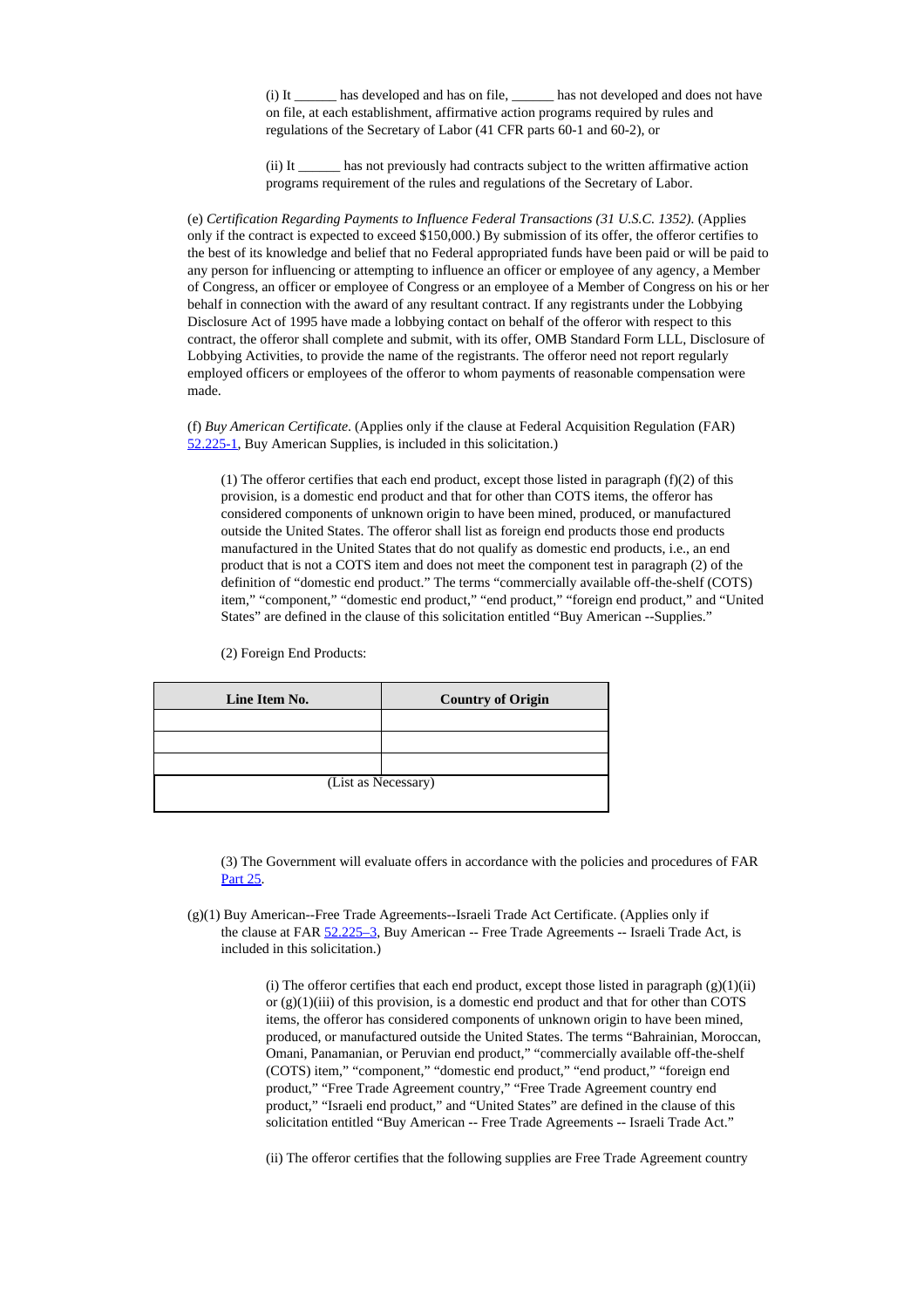(i) It ______ has developed and has on file, ______ has not developed and does not have on file, at each establishment, affirmative action programs required by rules and regulations of the Secretary of Labor (41 CFR parts 60-1 and 60-2), or

(ii) It ______ has not previously had contracts subject to the written affirmative action programs requirement of the rules and regulations of the Secretary of Labor.

(e) *Certification Regarding Payments to Influence Federal Transactions (31 U.S.C. 1352)*. (Applies only if the contract is expected to exceed $150,000.) By submission of its offer, the offeror certifies to the best of its knowledge and belief that no Federal appropriated funds have been paid or will be paid to any person for influencing or attempting to influence an officer or employee of any agency, a Member of Congress, an officer or employee of Congress or an employee of a Member of Congress on his or her behalf in connection with the award of any resultant contract. If any registrants under the Lobbying Disclosure Act of 1995 have made a lobbying contact on behalf of the offeror with respect to this contract, the offeror shall complete and submit, with its offer, OMB Standard Form LLL, Disclosure of Lobbying Activities, to provide the name of the registrants. The offeror need not report regularly employed officers or employees of the offeror to whom payments of reasonable compensation were made.

(f) *Buy American Certificate*. (Applies only if the clause at Federal Acquisition Regulation (FAR) 52.225-1, Buy American Supplies, is included in this solicitation.)

(1) The offeror certifies that each end product, except those listed in paragraph (f)(2) of this provision, is a domestic end product and that for other than COTS items, the offeror has considered components of unknown origin to have been mined, produced, or manufactured outside the United States. The offeror shall list as foreign end products those end products manufactured in the United States that do not qualify as domestic end products, i.e., an end product that is not a COTS item and does not meet the component test in paragraph (2) of the definition of "domestic end product." The terms "commercially available off-the-shelf (COTS) item," "component," "domestic end product," "end product," "foreign end product," and "United States" are defined in the clause of this solicitation entitled "Buy American --Supplies."

(2) Foreign End Products:

| Line Item No. | Country of Origin |
|---|---|
| | |
| | |
| | |
| (List as Necessary) | |

(3) The Government will evaluate offers in accordance with the policies and procedures of FAR Part 25.

(g)(1) Buy American--Free Trade Agreements--Israeli Trade Act Certificate. (Applies only if the clause at FAR 52.225–3, Buy American -- Free Trade Agreements -- Israeli Trade Act, is included in this solicitation.)

(i) The offeror certifies that each end product, except those listed in paragraph (g)(1)(ii) or (g)(1)(iii) of this provision, is a domestic end product and that for other than COTS items, the offeror has considered components of unknown origin to have been mined, produced, or manufactured outside the United States. The terms "Bahrainian, Moroccan, Omani, Panamanian, or Peruvian end product," "commercially available off-the-shelf (COTS) item," "component," "domestic end product," "end product," "foreign end product," "Free Trade Agreement country," "Free Trade Agreement country end product," "Israeli end product," and "United States" are defined in the clause of this solicitation entitled "Buy American -- Free Trade Agreements -- Israeli Trade Act."

(ii) The offeror certifies that the following supplies are Free Trade Agreement country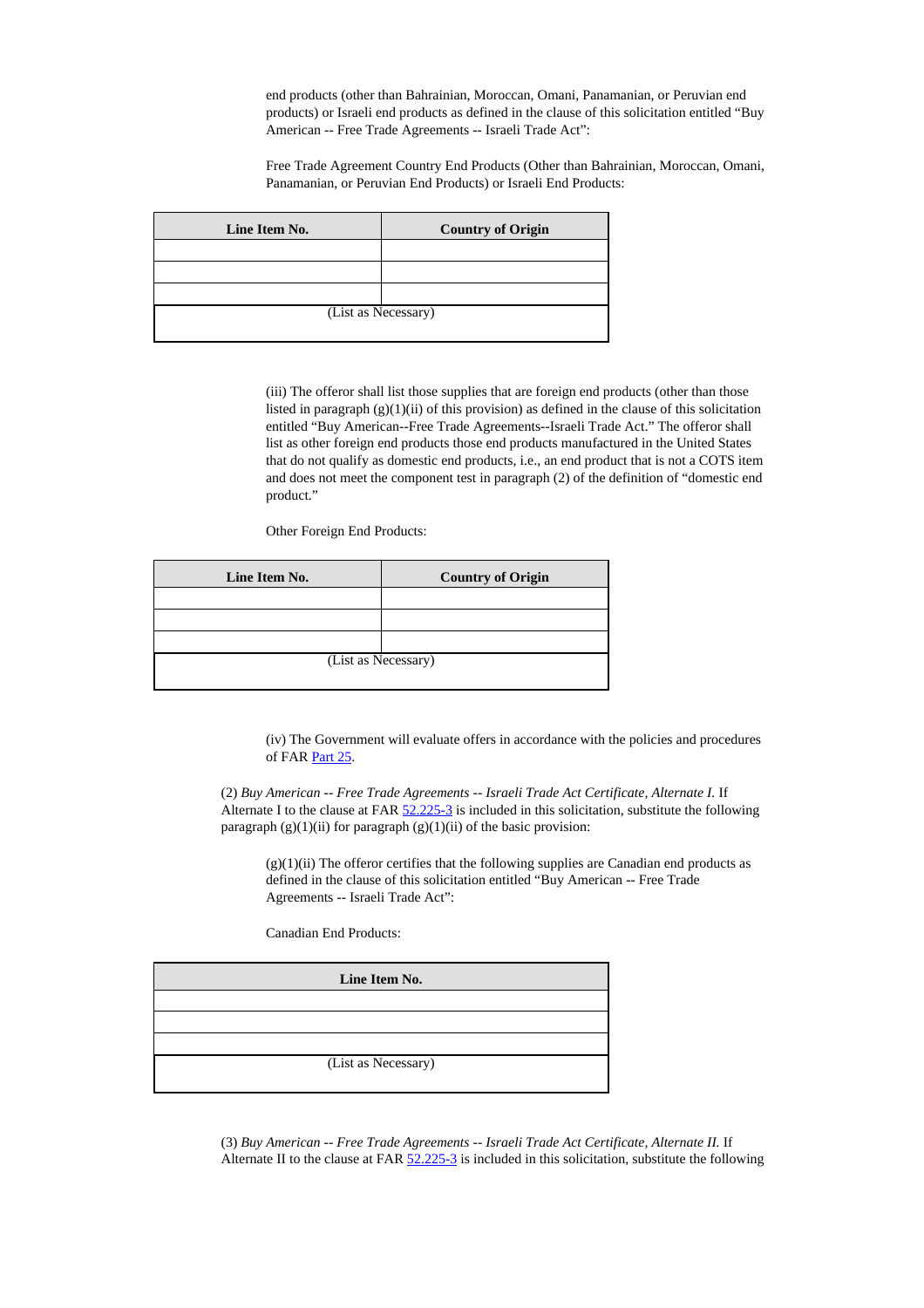end products (other than Bahrainian, Moroccan, Omani, Panamanian, or Peruvian end products) or Israeli end products as defined in the clause of this solicitation entitled "Buy American -- Free Trade Agreements -- Israeli Trade Act":

Free Trade Agreement Country End Products (Other than Bahrainian, Moroccan, Omani, Panamanian, or Peruvian End Products) or Israeli End Products:

| Line Item No. | Country of Origin |
|---|---|
| | |
| | |
| | |
| (List as Necessary) | |

(iii) The offeror shall list those supplies that are foreign end products (other than those listed in paragraph (g)(1)(ii) of this provision) as defined in the clause of this solicitation entitled "Buy American--Free Trade Agreements--Israeli Trade Act." The offeror shall list as other foreign end products those end products manufactured in the United States that do not qualify as domestic end products, i.e., an end product that is not a COTS item and does not meet the component test in paragraph (2) of the definition of "domestic end product."

Other Foreign End Products:

| Line Item No. | Country of Origin |
|---|---|
| | |
| | |
| | |
| (List as Necessary) | |

(iv) The Government will evaluate offers in accordance with the policies and procedures of FAR Part 25.

(2) *Buy American -- Free Trade Agreements -- Israeli Trade Act Certificate, Alternate I.* If Alternate I to the clause at FAR 52.225-3 is included in this solicitation, substitute the following paragraph (g)(1)(ii) for paragraph (g)(1)(ii) of the basic provision:

(g)(1)(ii) The offeror certifies that the following supplies are Canadian end products as defined in the clause of this solicitation entitled "Buy American -- Free Trade Agreements -- Israeli Trade Act":

Canadian End Products:

| Line Item No. |
|---|
| |
| |
| |
| (List as Necessary) |

(3) *Buy American -- Free Trade Agreements -- Israeli Trade Act Certificate, Alternate II.* If Alternate II to the clause at FAR 52.225-3 is included in this solicitation, substitute the following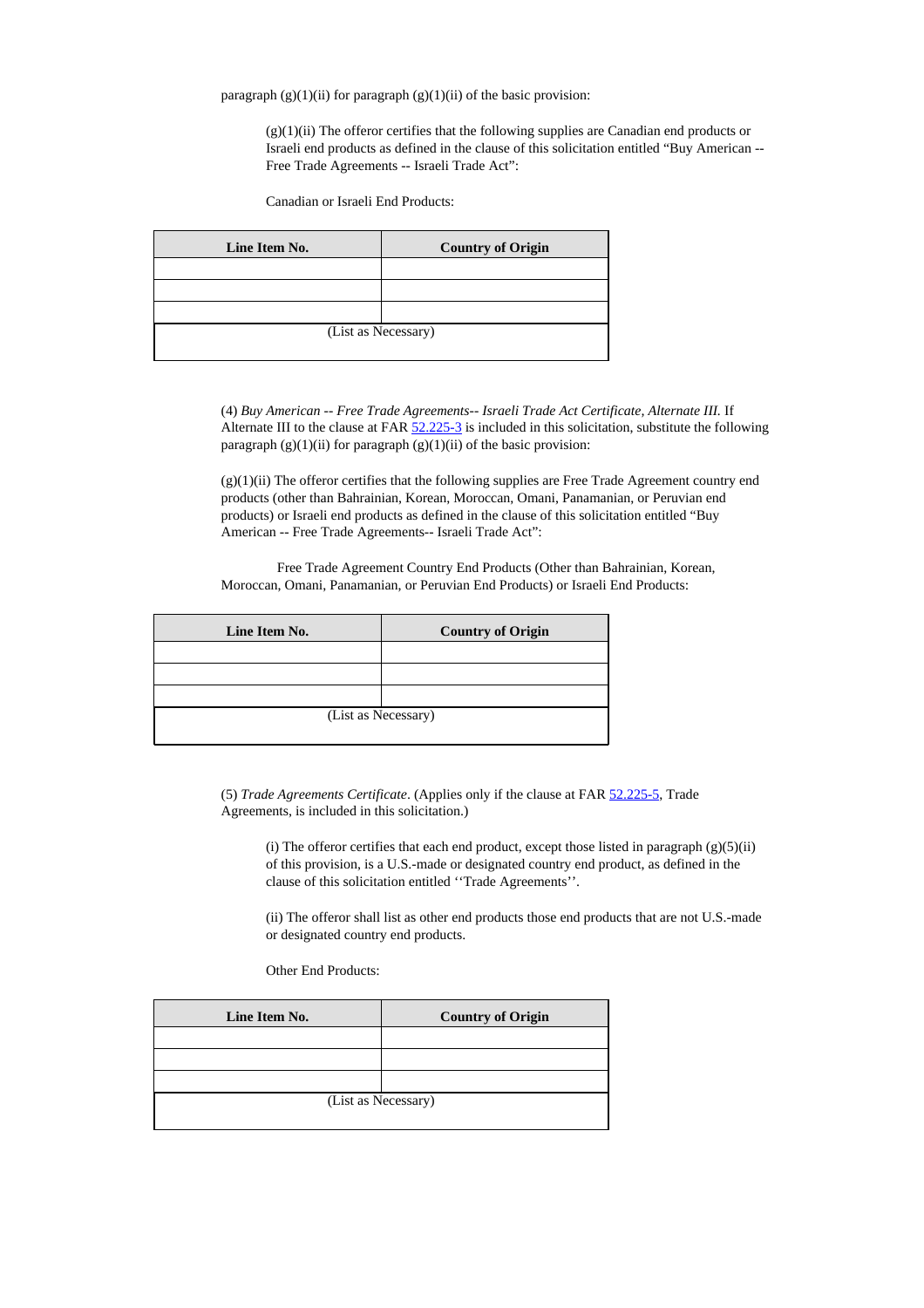paragraph (g)(1)(ii) for paragraph (g)(1)(ii) of the basic provision:

(g)(1)(ii) The offeror certifies that the following supplies are Canadian end products or Israeli end products as defined in the clause of this solicitation entitled "Buy American -- Free Trade Agreements -- Israeli Trade Act":

Canadian or Israeli End Products:

| Line Item No. | Country of Origin |
|---|---|
| | |
| | |
| | |
| (List as Necessary) | |

(4) *Buy American -- Free Trade Agreements-- Israeli Trade Act Certificate, Alternate III.* If Alternate III to the clause at FAR 52.225-3 is included in this solicitation, substitute the following paragraph (g)(1)(ii) for paragraph (g)(1)(ii) of the basic provision:

(g)(1)(ii) The offeror certifies that the following supplies are Free Trade Agreement country end products (other than Bahrainian, Korean, Moroccan, Omani, Panamanian, or Peruvian end products) or Israeli end products as defined in the clause of this solicitation entitled "Buy American -- Free Trade Agreements-- Israeli Trade Act":

Free Trade Agreement Country End Products (Other than Bahrainian, Korean, Moroccan, Omani, Panamanian, or Peruvian End Products) or Israeli End Products:

| Line Item No. | Country of Origin |
|---|---|
| | |
| | |
| | |
| (List as Necessary) | |

(5) *Trade Agreements Certificate*. (Applies only if the clause at FAR 52.225-5, Trade Agreements, is included in this solicitation.)

(i) The offeror certifies that each end product, except those listed in paragraph (g)(5)(ii) of this provision, is a U.S.-made or designated country end product, as defined in the clause of this solicitation entitled ''Trade Agreements''.

(ii) The offeror shall list as other end products those end products that are not U.S.-made or designated country end products.

Other End Products:

| Line Item No. | Country of Origin |
|---|---|
| | |
| | |
| | |
| (List as Necessary) | |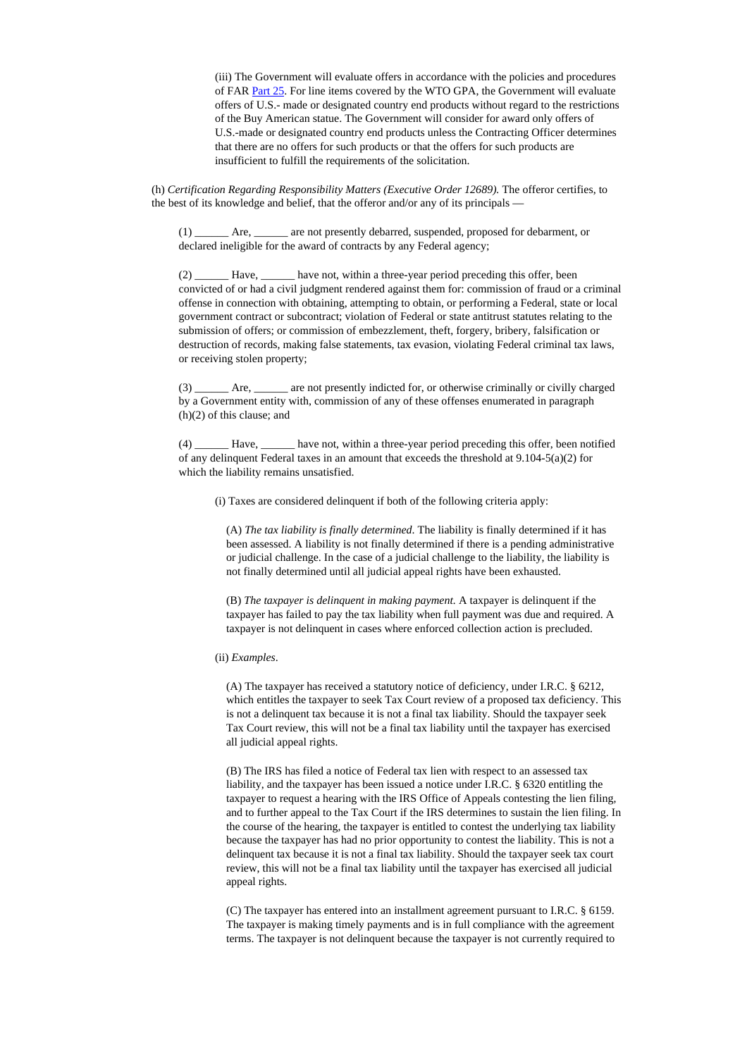(iii) The Government will evaluate offers in accordance with the policies and procedures of FAR Part 25. For line items covered by the WTO GPA, the Government will evaluate offers of U.S.- made or designated country end products without regard to the restrictions of the Buy American statue. The Government will consider for award only offers of U.S.-made or designated country end products unless the Contracting Officer determines that there are no offers for such products or that the offers for such products are insufficient to fulfill the requirements of the solicitation.

(h) *Certification Regarding Responsibility Matters (Executive Order 12689).* The offeror certifies, to the best of its knowledge and belief, that the offeror and/or any of its principals —

(1) ______ Are, ______ are not presently debarred, suspended, proposed for debarment, or declared ineligible for the award of contracts by any Federal agency;

(2) ______ Have, ______ have not, within a three-year period preceding this offer, been convicted of or had a civil judgment rendered against them for: commission of fraud or a criminal offense in connection with obtaining, attempting to obtain, or performing a Federal, state or local government contract or subcontract; violation of Federal or state antitrust statutes relating to the submission of offers; or commission of embezzlement, theft, forgery, bribery, falsification or destruction of records, making false statements, tax evasion, violating Federal criminal tax laws, or receiving stolen property;

(3) ______ Are, ______ are not presently indicted for, or otherwise criminally or civilly charged by a Government entity with, commission of any of these offenses enumerated in paragraph (h)(2) of this clause; and

(4) ______ Have, ______ have not, within a three-year period preceding this offer, been notified of any delinquent Federal taxes in an amount that exceeds the threshold at 9.104-5(a)(2) for which the liability remains unsatisfied.

(i) Taxes are considered delinquent if both of the following criteria apply:

(A) *The tax liability is finally determined*. The liability is finally determined if it has been assessed. A liability is not finally determined if there is a pending administrative or judicial challenge. In the case of a judicial challenge to the liability, the liability is not finally determined until all judicial appeal rights have been exhausted.

(B) *The taxpayer is delinquent in making payment.* A taxpayer is delinquent if the taxpayer has failed to pay the tax liability when full payment was due and required. A taxpayer is not delinquent in cases where enforced collection action is precluded.

(ii) *Examples*.

(A) The taxpayer has received a statutory notice of deficiency, under I.R.C. § 6212, which entitles the taxpayer to seek Tax Court review of a proposed tax deficiency. This is not a delinquent tax because it is not a final tax liability. Should the taxpayer seek Tax Court review, this will not be a final tax liability until the taxpayer has exercised all judicial appeal rights.

(B) The IRS has filed a notice of Federal tax lien with respect to an assessed tax liability, and the taxpayer has been issued a notice under I.R.C. § 6320 entitling the taxpayer to request a hearing with the IRS Office of Appeals contesting the lien filing, and to further appeal to the Tax Court if the IRS determines to sustain the lien filing. In the course of the hearing, the taxpayer is entitled to contest the underlying tax liability because the taxpayer has had no prior opportunity to contest the liability. This is not a delinquent tax because it is not a final tax liability. Should the taxpayer seek tax court review, this will not be a final tax liability until the taxpayer has exercised all judicial appeal rights.

(C) The taxpayer has entered into an installment agreement pursuant to I.R.C. § 6159. The taxpayer is making timely payments and is in full compliance with the agreement terms. The taxpayer is not delinquent because the taxpayer is not currently required to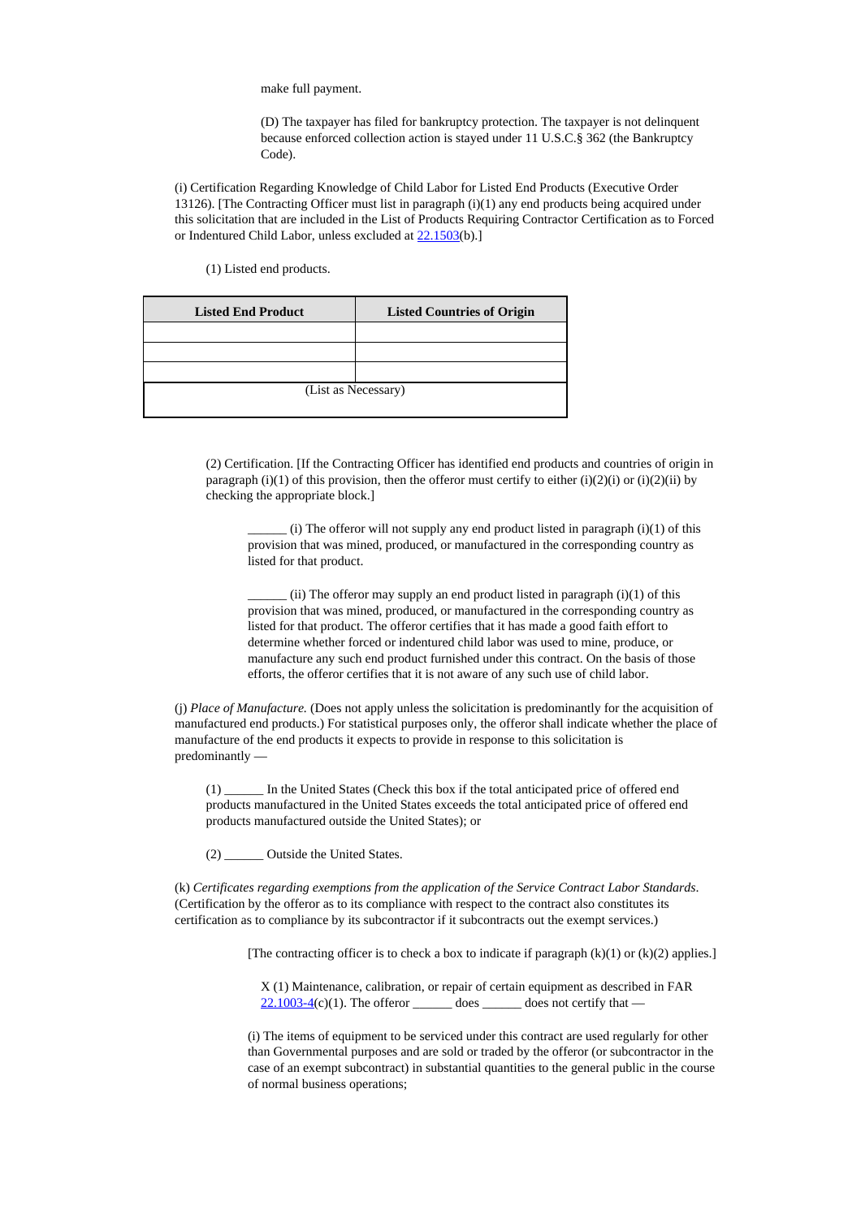make full payment.

(D) The taxpayer has filed for bankruptcy protection. The taxpayer is not delinquent because enforced collection action is stayed under 11 U.S.C.§ 362 (the Bankruptcy Code).

(i) Certification Regarding Knowledge of Child Labor for Listed End Products (Executive Order 13126). [The Contracting Officer must list in paragraph (i)(1) any end products being acquired under this solicitation that are included in the List of Products Requiring Contractor Certification as to Forced or Indentured Child Labor, unless excluded at 22.1503(b).]

(1) Listed end products.

| Listed End Product | Listed Countries of Origin |
|---|---|
| | |
| | |
| | |
| (List as Necessary) | |

(2) Certification. [If the Contracting Officer has identified end products and countries of origin in paragraph (i)(1) of this provision, then the offeror must certify to either (i)(2)(i) or (i)(2)(ii) by checking the appropriate block.]

______ (i) The offeror will not supply any end product listed in paragraph (i)(1) of this provision that was mined, produced, or manufactured in the corresponding country as listed for that product.

______ (ii) The offeror may supply an end product listed in paragraph (i)(1) of this provision that was mined, produced, or manufactured in the corresponding country as listed for that product. The offeror certifies that it has made a good faith effort to determine whether forced or indentured child labor was used to mine, produce, or manufacture any such end product furnished under this contract. On the basis of those efforts, the offeror certifies that it is not aware of any such use of child labor.

(j) *Place of Manufacture.* (Does not apply unless the solicitation is predominantly for the acquisition of manufactured end products.) For statistical purposes only, the offeror shall indicate whether the place of manufacture of the end products it expects to provide in response to this solicitation is predominantly —

(1) ______ In the United States (Check this box if the total anticipated price of offered end products manufactured in the United States exceeds the total anticipated price of offered end products manufactured outside the United States); or

(2) ______ Outside the United States.

(k) *Certificates regarding exemptions from the application of the Service Contract Labor Standards*. (Certification by the offeror as to its compliance with respect to the contract also constitutes its certification as to compliance by its subcontractor if it subcontracts out the exempt services.)

[The contracting officer is to check a box to indicate if paragraph (k)(1) or (k)(2) applies.]

X (1) Maintenance, calibration, or repair of certain equipment as described in FAR 22.1003-4(c)(1). The offeror ______ does ______ does not certify that —

(i) The items of equipment to be serviced under this contract are used regularly for other than Governmental purposes and are sold or traded by the offeror (or subcontractor in the case of an exempt subcontract) in substantial quantities to the general public in the course of normal business operations;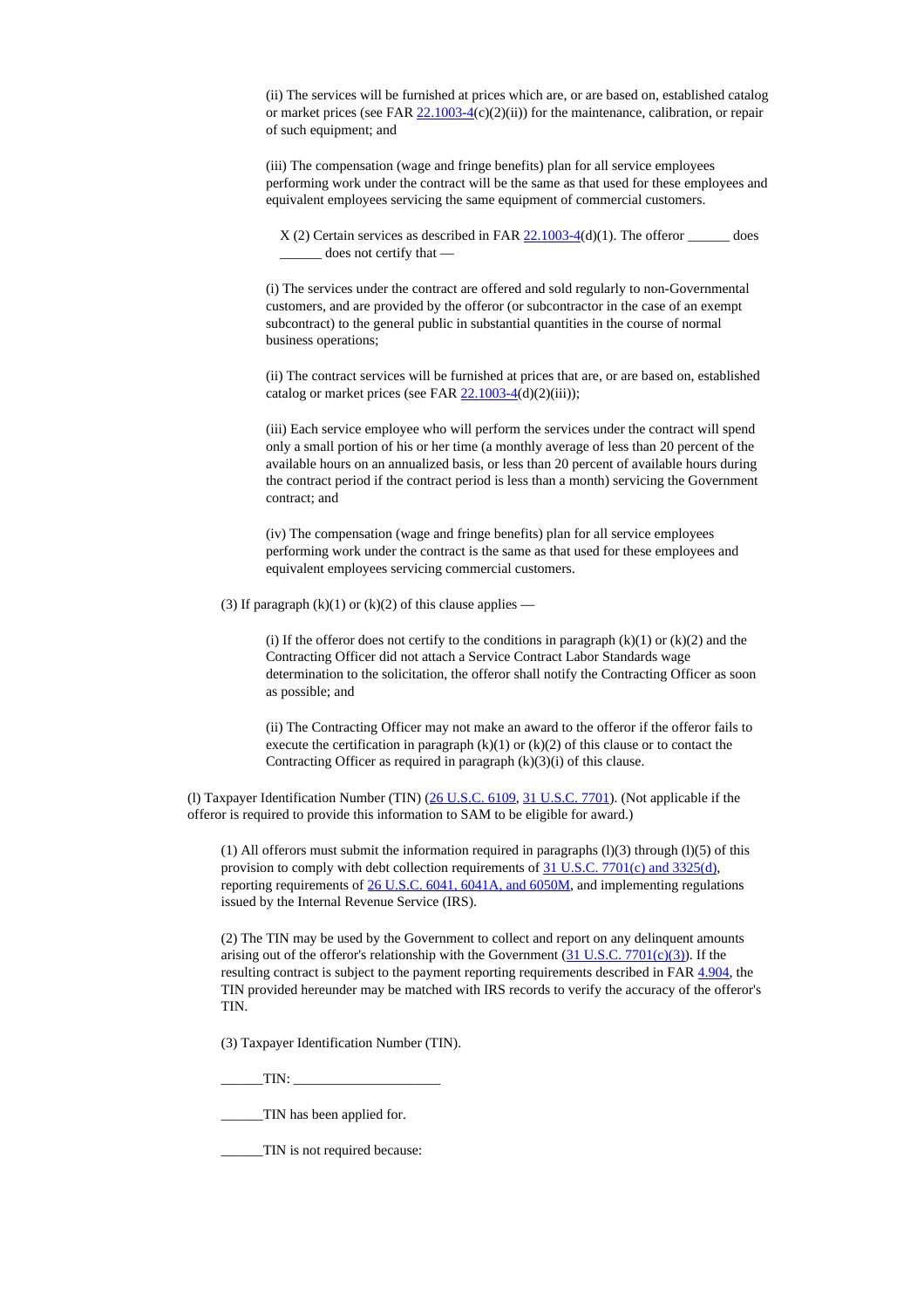(ii) The services will be furnished at prices which are, or are based on, established catalog or market prices (see FAR 22.1003-4(c)(2)(ii)) for the maintenance, calibration, or repair of such equipment; and

(iii) The compensation (wage and fringe benefits) plan for all service employees performing work under the contract will be the same as that used for these employees and equivalent employees servicing the same equipment of commercial customers.

X (2) Certain services as described in FAR 22.1003-4(d)(1). The offeror ______ does ______ does not certify that —

(i) The services under the contract are offered and sold regularly to non-Governmental customers, and are provided by the offeror (or subcontractor in the case of an exempt subcontract) to the general public in substantial quantities in the course of normal business operations;

(ii) The contract services will be furnished at prices that are, or are based on, established catalog or market prices (see FAR 22.1003-4(d)(2)(iii));

(iii) Each service employee who will perform the services under the contract will spend only a small portion of his or her time (a monthly average of less than 20 percent of the available hours on an annualized basis, or less than 20 percent of available hours during the contract period if the contract period is less than a month) servicing the Government contract; and

(iv) The compensation (wage and fringe benefits) plan for all service employees performing work under the contract is the same as that used for these employees and equivalent employees servicing commercial customers.

(3) If paragraph (k)(1) or (k)(2) of this clause applies —

(i) If the offeror does not certify to the conditions in paragraph (k)(1) or (k)(2) and the Contracting Officer did not attach a Service Contract Labor Standards wage determination to the solicitation, the offeror shall notify the Contracting Officer as soon as possible; and

(ii) The Contracting Officer may not make an award to the offeror if the offeror fails to execute the certification in paragraph (k)(1) or (k)(2) of this clause or to contact the Contracting Officer as required in paragraph (k)(3)(i) of this clause.

(l) Taxpayer Identification Number (TIN) (26 U.S.C. 6109, 31 U.S.C. 7701). (Not applicable if the offeror is required to provide this information to SAM to be eligible for award.)

(1) All offerors must submit the information required in paragraphs (l)(3) through (l)(5) of this provision to comply with debt collection requirements of 31 U.S.C. 7701(c) and 3325(d), reporting requirements of 26 U.S.C. 6041, 6041A, and 6050M, and implementing regulations issued by the Internal Revenue Service (IRS).

(2) The TIN may be used by the Government to collect and report on any delinquent amounts arising out of the offeror's relationship with the Government (31 U.S.C. 7701(c)(3)). If the resulting contract is subject to the payment reporting requirements described in FAR 4.904, the TIN provided hereunder may be matched with IRS records to verify the accuracy of the offeror's TIN.

(3) Taxpayer Identification Number (TIN).

______TIN: ____________________

______TIN has been applied for.

______TIN is not required because: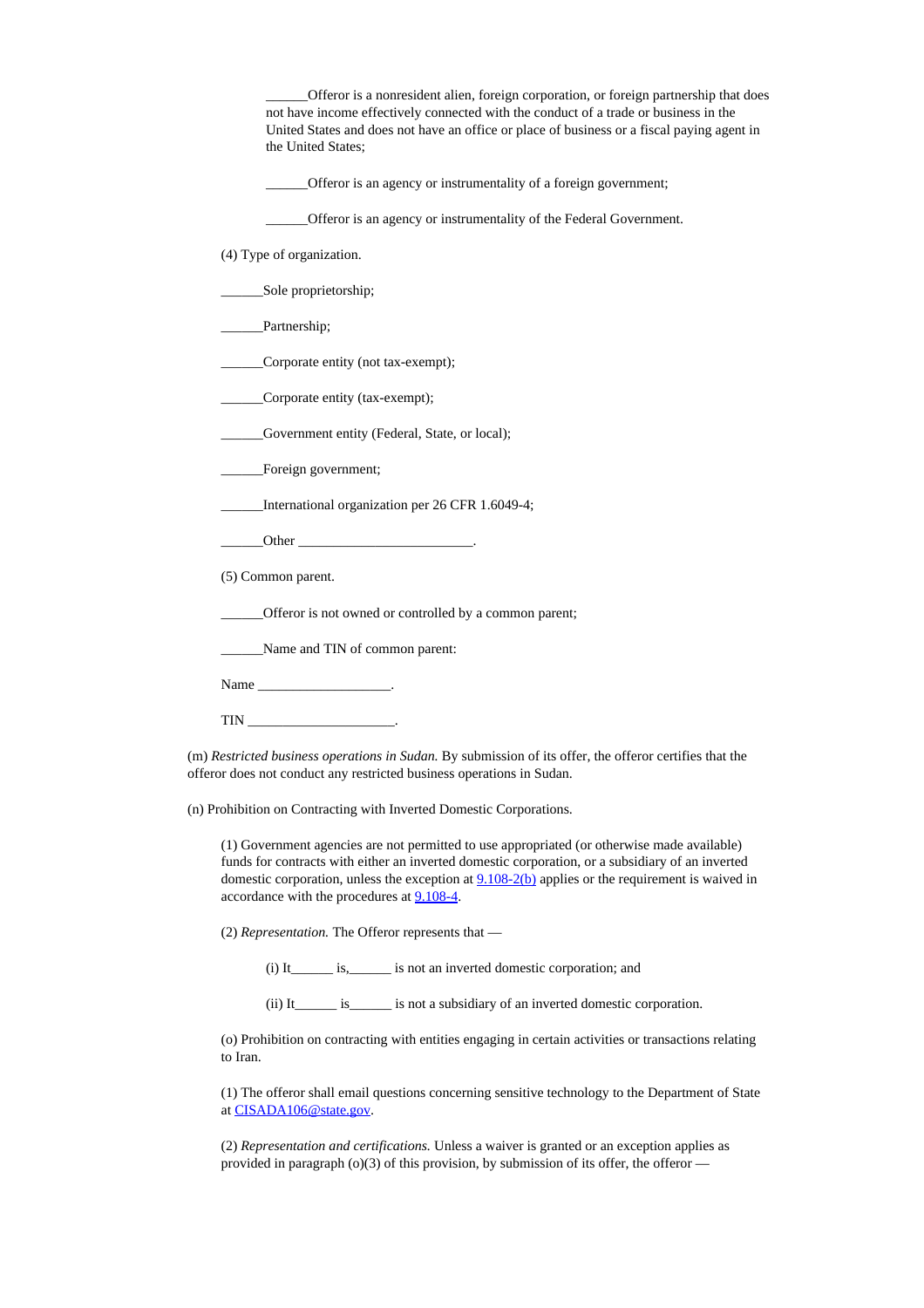______Offeror is a nonresident alien, foreign corporation, or foreign partnership that does not have income effectively connected with the conduct of a trade or business in the United States and does not have an office or place of business or a fiscal paying agent in the United States;

______Offeror is an agency or instrumentality of a foreign government;

______Offeror is an agency or instrumentality of the Federal Government.

(4) Type of organization.

______Sole proprietorship;

______Partnership;

______Corporate entity (not tax-exempt);

______Corporate entity (tax-exempt);

______Government entity (Federal, State, or local);

______Foreign government;

______International organization per 26 CFR 1.6049-4;

______Other ________________________.

(5) Common parent.

______Offeror is not owned or controlled by a common parent;

______Name and TIN of common parent:

Name ___________________.

TIN _____________________.

(m) *Restricted business operations in Sudan.* By submission of its offer, the offeror certifies that the offeror does not conduct any restricted business operations in Sudan.

(n) Prohibition on Contracting with Inverted Domestic Corporations.

(1) Government agencies are not permitted to use appropriated (or otherwise made available) funds for contracts with either an inverted domestic corporation, or a subsidiary of an inverted domestic corporation, unless the exception at [9.108-2(b)]() applies or the requirement is waived in accordance with the procedures at [9.108-4]().

(2) *Representation.* The Offeror represents that —

(i) It______ is,______ is not an inverted domestic corporation; and

(ii) It______ is______ is not a subsidiary of an inverted domestic corporation.

(o) Prohibition on contracting with entities engaging in certain activities or transactions relating to Iran.

(1) The offeror shall email questions concerning sensitive technology to the Department of State at [CISADA106@state.gov]().

(2) *Representation and certifications.* Unless a waiver is granted or an exception applies as provided in paragraph (o)(3) of this provision, by submission of its offer, the offeror —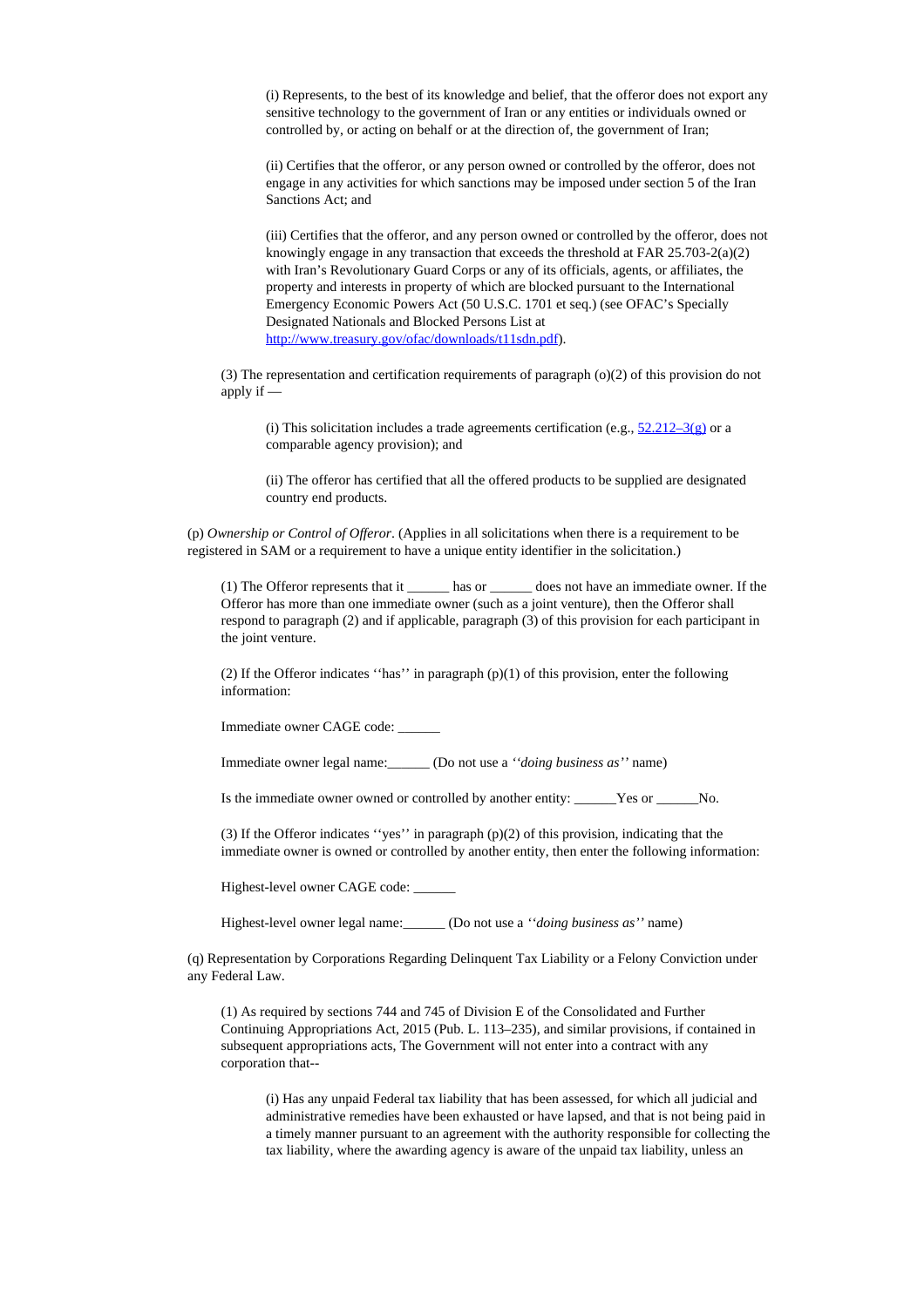(i) Represents, to the best of its knowledge and belief, that the offeror does not export any sensitive technology to the government of Iran or any entities or individuals owned or controlled by, or acting on behalf or at the direction of, the government of Iran;

(ii) Certifies that the offeror, or any person owned or controlled by the offeror, does not engage in any activities for which sanctions may be imposed under section 5 of the Iran Sanctions Act; and

(iii) Certifies that the offeror, and any person owned or controlled by the offeror, does not knowingly engage in any transaction that exceeds the threshold at FAR 25.703-2(a)(2) with Iran's Revolutionary Guard Corps or any of its officials, agents, or affiliates, the property and interests in property of which are blocked pursuant to the International Emergency Economic Powers Act (50 U.S.C. 1701 et seq.) (see OFAC's Specially Designated Nationals and Blocked Persons List at [http://www.treasury.gov/ofac/downloads/t11sdn.pdf](http://www.treasury.gov/ofac/downloads/t11sdn.pdf)).

(3) The representation and certification requirements of paragraph (o)(2) of this provision do not apply if —

(i) This solicitation includes a trade agreements certification (e.g., 52.212–3(g) or a comparable agency provision); and

(ii) The offeror has certified that all the offered products to be supplied are designated country end products.

(p) *Ownership or Control of Offeror*. (Applies in all solicitations when there is a requirement to be registered in SAM or a requirement to have a unique entity identifier in the solicitation.)

(1) The Offeror represents that it ______ has or ______ does not have an immediate owner. If the Offeror has more than one immediate owner (such as a joint venture), then the Offeror shall respond to paragraph (2) and if applicable, paragraph (3) of this provision for each participant in the joint venture.

(2) If the Offeror indicates ''has'' in paragraph (p)(1) of this provision, enter the following information:

Immediate owner CAGE code: ______

Immediate owner legal name:______ (Do not use a *''doing business as''* name)

Is the immediate owner owned or controlled by another entity: ______Yes or ______No.

(3) If the Offeror indicates ''yes'' in paragraph (p)(2) of this provision, indicating that the immediate owner is owned or controlled by another entity, then enter the following information:

Highest-level owner CAGE code: ______

Highest-level owner legal name:______ (Do not use a *''doing business as''* name)

(q) Representation by Corporations Regarding Delinquent Tax Liability or a Felony Conviction under any Federal Law.

(1) As required by sections 744 and 745 of Division E of the Consolidated and Further Continuing Appropriations Act, 2015 (Pub. L. 113–235), and similar provisions, if contained in subsequent appropriations acts, The Government will not enter into a contract with any corporation that--

(i) Has any unpaid Federal tax liability that has been assessed, for which all judicial and administrative remedies have been exhausted or have lapsed, and that is not being paid in a timely manner pursuant to an agreement with the authority responsible for collecting the tax liability, where the awarding agency is aware of the unpaid tax liability, unless an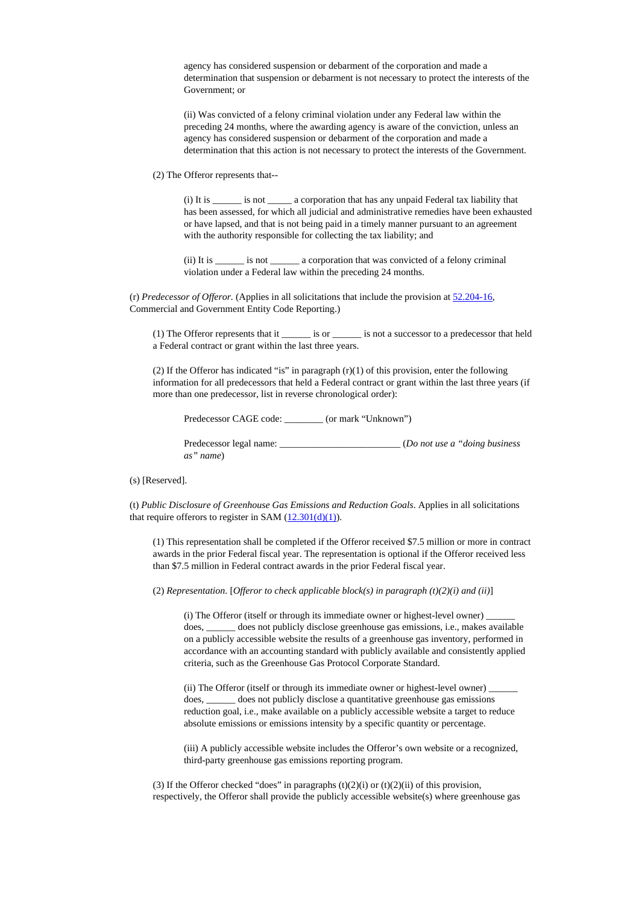agency has considered suspension or debarment of the corporation and made a determination that suspension or debarment is not necessary to protect the interests of the Government; or

(ii) Was convicted of a felony criminal violation under any Federal law within the preceding 24 months, where the awarding agency is aware of the conviction, unless an agency has considered suspension or debarment of the corporation and made a determination that this action is not necessary to protect the interests of the Government.

(2) The Offeror represents that--

(i) It is ______ is not _____ a corporation that has any unpaid Federal tax liability that has been assessed, for which all judicial and administrative remedies have been exhausted or have lapsed, and that is not being paid in a timely manner pursuant to an agreement with the authority responsible for collecting the tax liability; and

(ii) It is ______ is not ______ a corporation that was convicted of a felony criminal violation under a Federal law within the preceding 24 months.

(r) *Predecessor of Offeror.* (Applies in all solicitations that include the provision at 52.204-16, Commercial and Government Entity Code Reporting.)

(1) The Offeror represents that it ______ is or ______ is not a successor to a predecessor that held a Federal contract or grant within the last three years.

(2) If the Offeror has indicated "is" in paragraph (r)(1) of this provision, enter the following information for all predecessors that held a Federal contract or grant within the last three years (if more than one predecessor, list in reverse chronological order):

Predecessor CAGE code: ________ (or mark "Unknown")

Predecessor legal name: ________________________ (*Do not use a "doing business as" name*)

(s) [Reserved].

(t) *Public Disclosure of Greenhouse Gas Emissions and Reduction Goals*. Applies in all solicitations that require offerors to register in SAM (12.301(d)(1)).

(1) This representation shall be completed if the Offeror received $7.5 million or more in contract awards in the prior Federal fiscal year. The representation is optional if the Offeror received less than $7.5 million in Federal contract awards in the prior Federal fiscal year.

(2) *Representation*. [*Offeror to check applicable block(s) in paragraph (t)(2)(i) and (ii)*]

(i) The Offeror (itself or through its immediate owner or highest-level owner) ______ does, ______ does not publicly disclose greenhouse gas emissions, i.e., makes available on a publicly accessible website the results of a greenhouse gas inventory, performed in accordance with an accounting standard with publicly available and consistently applied criteria, such as the Greenhouse Gas Protocol Corporate Standard.

(ii) The Offeror (itself or through its immediate owner or highest-level owner) ______ does, ______ does not publicly disclose a quantitative greenhouse gas emissions reduction goal, i.e., make available on a publicly accessible website a target to reduce absolute emissions or emissions intensity by a specific quantity or percentage.

(iii) A publicly accessible website includes the Offeror's own website or a recognized, third-party greenhouse gas emissions reporting program.

(3) If the Offeror checked "does" in paragraphs (t)(2)(i) or (t)(2)(ii) of this provision, respectively, the Offeror shall provide the publicly accessible website(s) where greenhouse gas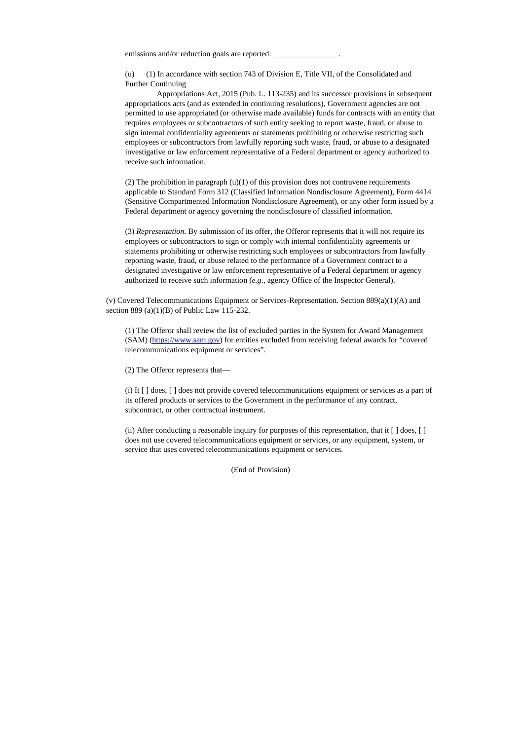emissions and/or reduction goals are reported:_________________.

(u) (1) In accordance with section 743 of Division E, Title VII, of the Consolidated and Further Continuing Appropriations Act, 2015 (Pub. L. 113-235) and its successor provisions in subsequent appropriations acts (and as extended in continuing resolutions), Government agencies are not permitted to use appropriated (or otherwise made available) funds for contracts with an entity that requires employees or subcontractors of such entity seeking to report waste, fraud, or abuse to sign internal confidentiality agreements or statements prohibiting or otherwise restricting such employees or subcontractors from lawfully reporting such waste, fraud, or abuse to a designated investigative or law enforcement representative of a Federal department or agency authorized to receive such information.

(2) The prohibition in paragraph (u)(1) of this provision does not contravene requirements applicable to Standard Form 312 (Classified Information Nondisclosure Agreement), Form 4414 (Sensitive Compartmented Information Nondisclosure Agreement), or any other form issued by a Federal department or agency governing the nondisclosure of classified information.

(3) *Representation*. By submission of its offer, the Offeror represents that it will not require its employees or subcontractors to sign or comply with internal confidentiality agreements or statements prohibiting or otherwise restricting such employees or subcontractors from lawfully reporting waste, fraud, or abuse related to the performance of a Government contract to a designated investigative or law enforcement representative of a Federal department or agency authorized to receive such information (*e.g*., agency Office of the Inspector General).

(v) Covered Telecommunications Equipment or Services-Representation. Section 889(a)(1)(A) and section 889 (a)(1)(B) of Public Law 115-232.

(1) The Offeror shall review the list of excluded parties in the System for Award Management (SAM) (https://www.sam.gov) for entities excluded from receiving federal awards for "covered telecommunications equipment or services".

(2) The Offeror represents that—

(i) It [ ] does, [ ] does not provide covered telecommunications equipment or services as a part of its offered products or services to the Government in the performance of any contract, subcontract, or other contractual instrument.

(ii) After conducting a reasonable inquiry for purposes of this representation, that it [ ] does, [ ] does not use covered telecommunications equipment or services, or any equipment, system, or service that uses covered telecommunications equipment or services.

(End of Provision)